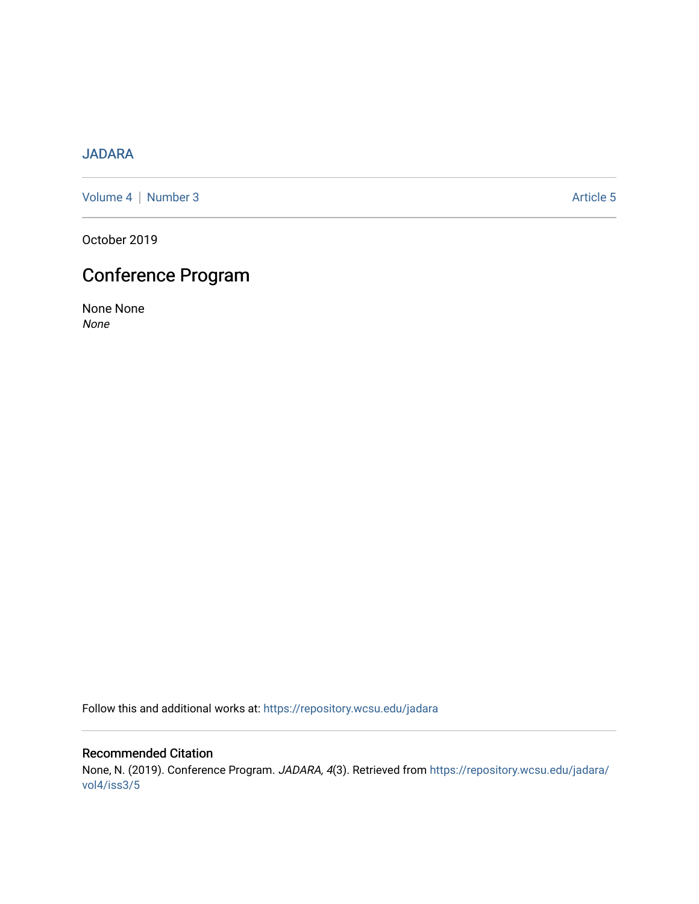JADARA

Volume 4 | Number 3 Article 5

October 2019

# Conference Program

None None
*None*

Follow this and additional works at: https://repository.wcsu.edu/jadara

## Recommended Citation

None, N. (2019). Conference Program. *JADARA, 4*(3). Retrieved from https://repository.wcsu.edu/jadara/vol4/iss3/5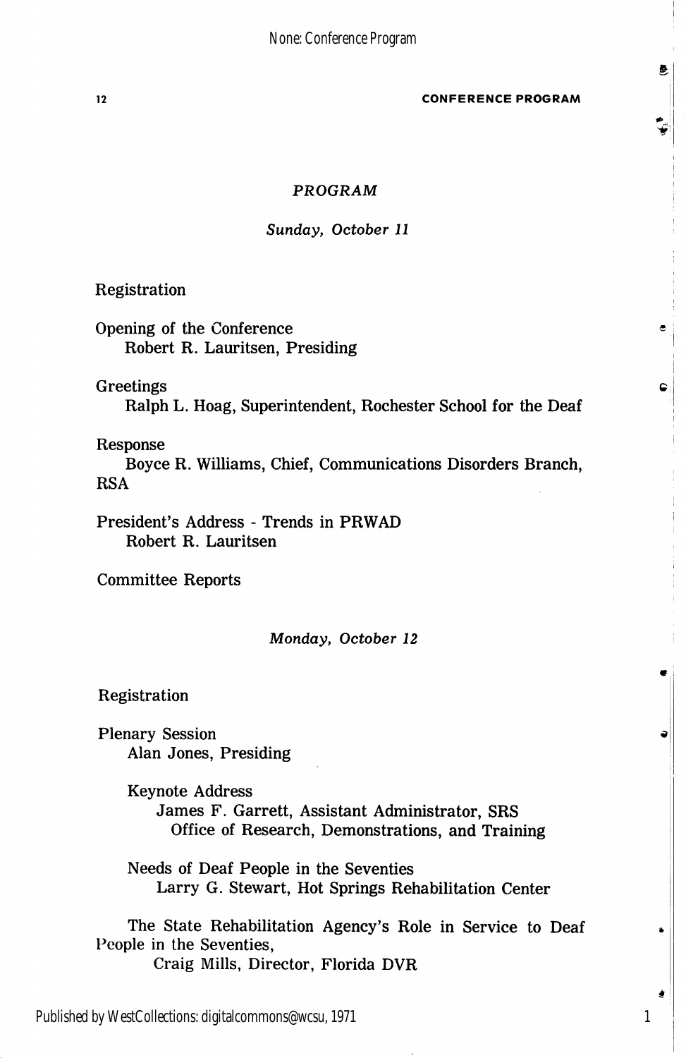## PROGRAM

*Sunday, October 11*

Registration

Opening of the Conference
Robert R. Lauritsen, Presiding

Greetings
Ralph L. Hoag, Superintendent, Rochester School for the Deaf

Response
Boyce R. Williams, Chief, Communications Disorders Branch, RSA

President's Address - Trends in PRWAD
Robert R. Lauritsen

Committee Reports

*Monday, October 12*

Registration

Plenary Session
Alan Jones, Presiding

Keynote Address
James F. Garrett, Assistant Administrator, SRS
Office of Research, Demonstrations, and Training

Needs of Deaf People in the Seventies
Larry G. Stewart, Hot Springs Rehabilitation Center

The State Rehabilitation Agency's Role in Service to Deaf People in the Seventies,
Craig Mills, Director, Florida DVR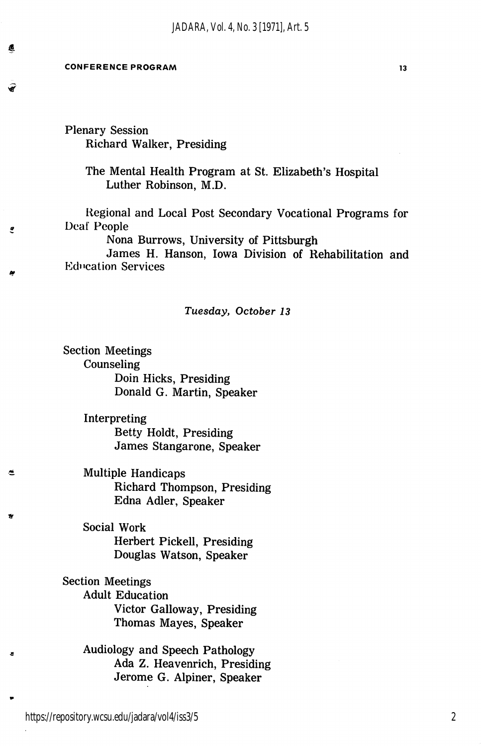Plenary Session

Richard Walker, Presiding

The Mental Health Program at St. Elizabeth's Hospital
Luther Robinson, M.D.

Regional and Local Post Secondary Vocational Programs for Deaf People
Nona Burrows, University of Pittsburgh
James H. Hanson, Iowa Division of Rehabilitation and Education Services

*Tuesday, October 13*

Section Meetings

Counseling
Doin Hicks, Presiding
Donald G. Martin, Speaker

Interpreting
Betty Holdt, Presiding
James Stangarone, Speaker

Multiple Handicaps
Richard Thompson, Presiding
Edna Adler, Speaker

Social Work
Herbert Pickell, Presiding
Douglas Watson, Speaker

Section Meetings

Adult Education
Victor Galloway, Presiding
Thomas Mayes, Speaker

Audiology and Speech Pathology
Ada Z. Heavenrich, Presiding
Jerome G. Alpiner, Speaker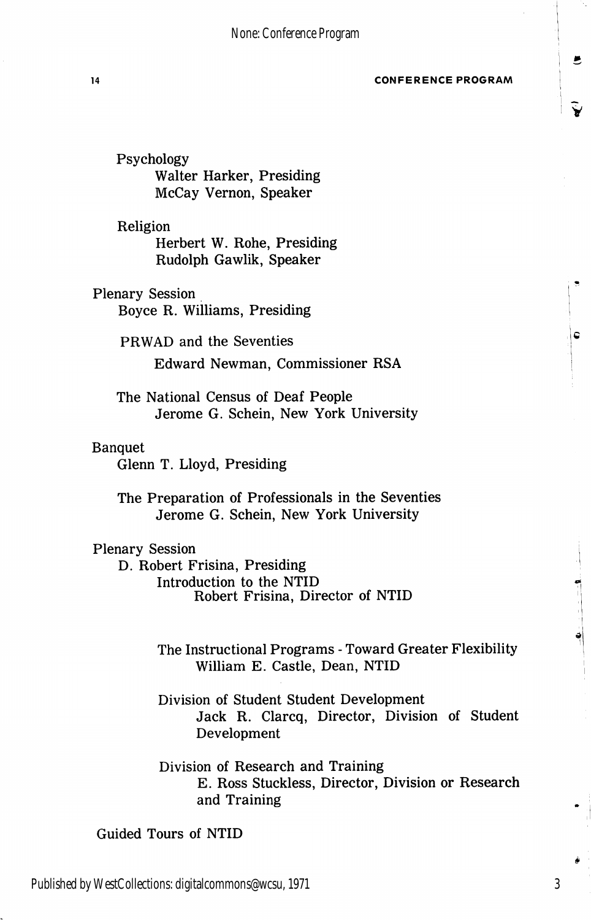Psychology
Walter Harker, Presiding
McCay Vernon, Speaker

Religion
Herbert W. Rohe, Presiding
Rudolph Gawlik, Speaker

Plenary Session
Boyce R. Williams, Presiding

PRWAD and the Seventies
Edward Newman, Commissioner RSA

The National Census of Deaf People
Jerome G. Schein, New York University

Banquet
Glenn T. Lloyd, Presiding

The Preparation of Professionals in the Seventies
Jerome G. Schein, New York University

Plenary Session
D. Robert Frisina, Presiding
Introduction to the NTID
Robert Frisina, Director of NTID

The Instructional Programs - Toward Greater Flexibility
William E. Castle, Dean, NTID

Division of Student Student Development
Jack R. Clarcq, Director, Division of Student Development

Division of Research and Training
E. Ross Stuckless, Director, Division or Research and Training

Guided Tours of NTID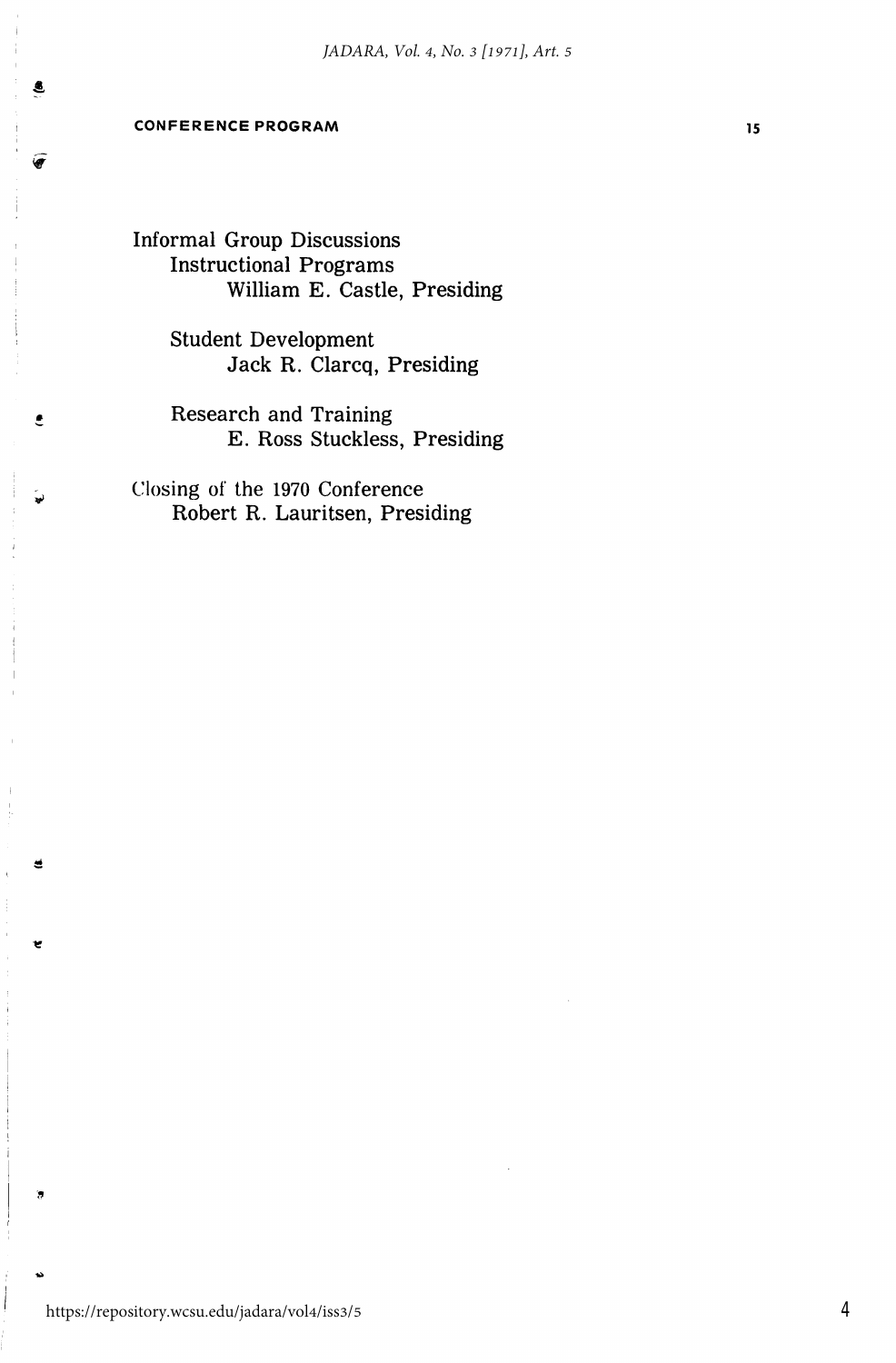Informal Group Discussions

Instructional Programs

William E. Castle, Presiding

Student Development

Jack R. Clarcq, Presiding

Research and Training

E. Ross Stuckless, Presiding

Closing of the 1970 Conference

Robert R. Lauritsen, Presiding